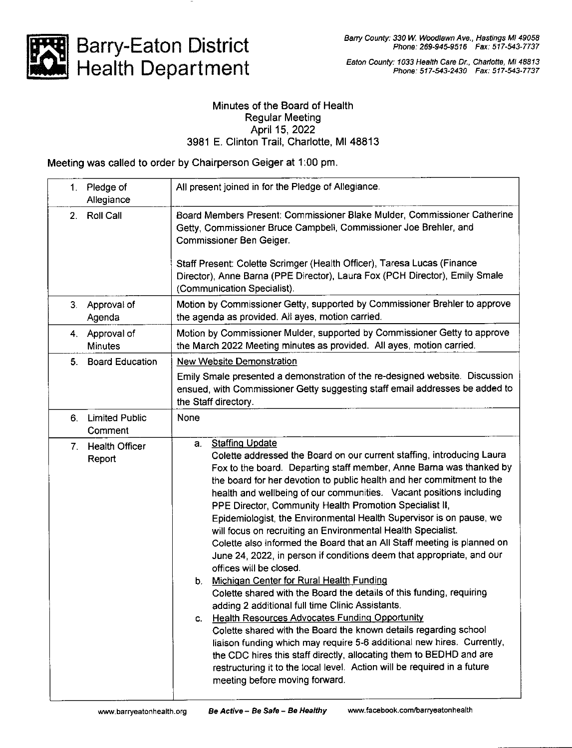# Barry-Eaton District Health Department

Barry County: 330 W. Woodlawn Ave., Hastings MI 49058
Phone: 269-945-9516 Fax: 517-543-7737

Eaton County: 1033 Health Care Dr., Charlotte, MI 48813
Phone: 517-543-2430 Fax: 517-543-7737

## Minutes of the Board of Health
### Regular Meeting
### April 15, 2022
### 3981 E. Clinton Trail, Charlotte, MI 48813

Meeting was called to order by Chairperson Geiger at 1:00 pm.

| | |
|---|---|
| 1. Pledge of Allegiance | All present joined in for the Pledge of Allegiance. |
| 2. Roll Call | Board Members Present: Commissioner Blake Mulder, Commissioner Catherine Getty, Commissioner Bruce Campbell, Commissioner Joe Brehler, and Commissioner Ben Geiger.<br><br>Staff Present: Colette Scrimger (Health Officer), Taresa Lucas (Finance Director), Anne Barna (PPE Director), Laura Fox (PCH Director), Emily Smale (Communication Specialist). |
| 3. Approval of Agenda | Motion by Commissioner Getty, supported by Commissioner Brehler to approve the agenda as provided. All ayes, motion carried. |
| 4. Approval of Minutes | Motion by Commissioner Mulder, supported by Commissioner Getty to approve the March 2022 Meeting minutes as provided. All ayes, motion carried. |
| 5. Board Education | New Website Demonstration<br><br>Emily Smale presented a demonstration of the re-designed website. Discussion ensued, with Commissioner Getty suggesting staff email addresses be added to the Staff directory. |
| 6. Limited Public Comment | None |
| 7. Health Officer Report | a. Staffing Update<br>Colette addressed the Board on our current staffing, introducing Laura Fox to the board. Departing staff member, Anne Barna was thanked by the board for her devotion to public health and her commitment to the health and wellbeing of our communities. Vacant positions including PPE Director, Community Health Promotion Specialist II, Epidemiologist, the Environmental Health Supervisor is on pause, we will focus on recruiting an Environmental Health Specialist.<br>Colette also informed the Board that an All Staff meeting is planned on June 24, 2022, in person if conditions deem that appropriate, and our offices will be closed.<br>b. Michigan Center for Rural Health Funding<br>Colette shared with the Board the details of this funding, requiring adding 2 additional full time Clinic Assistants.<br>c. Health Resources Advocates Funding Opportunity<br>Colette shared with the Board the known details regarding school liaison funding which may require 5-6 additional new hires. Currently, the CDC hires this staff directly, allocating them to BEDHD and are restructuring it to the local level. Action will be required in a future meeting before moving forward. |

www.barryeatonhealth.org *Be Active – Be Safe – Be Healthy* www.facebook.com/barryeatonhealth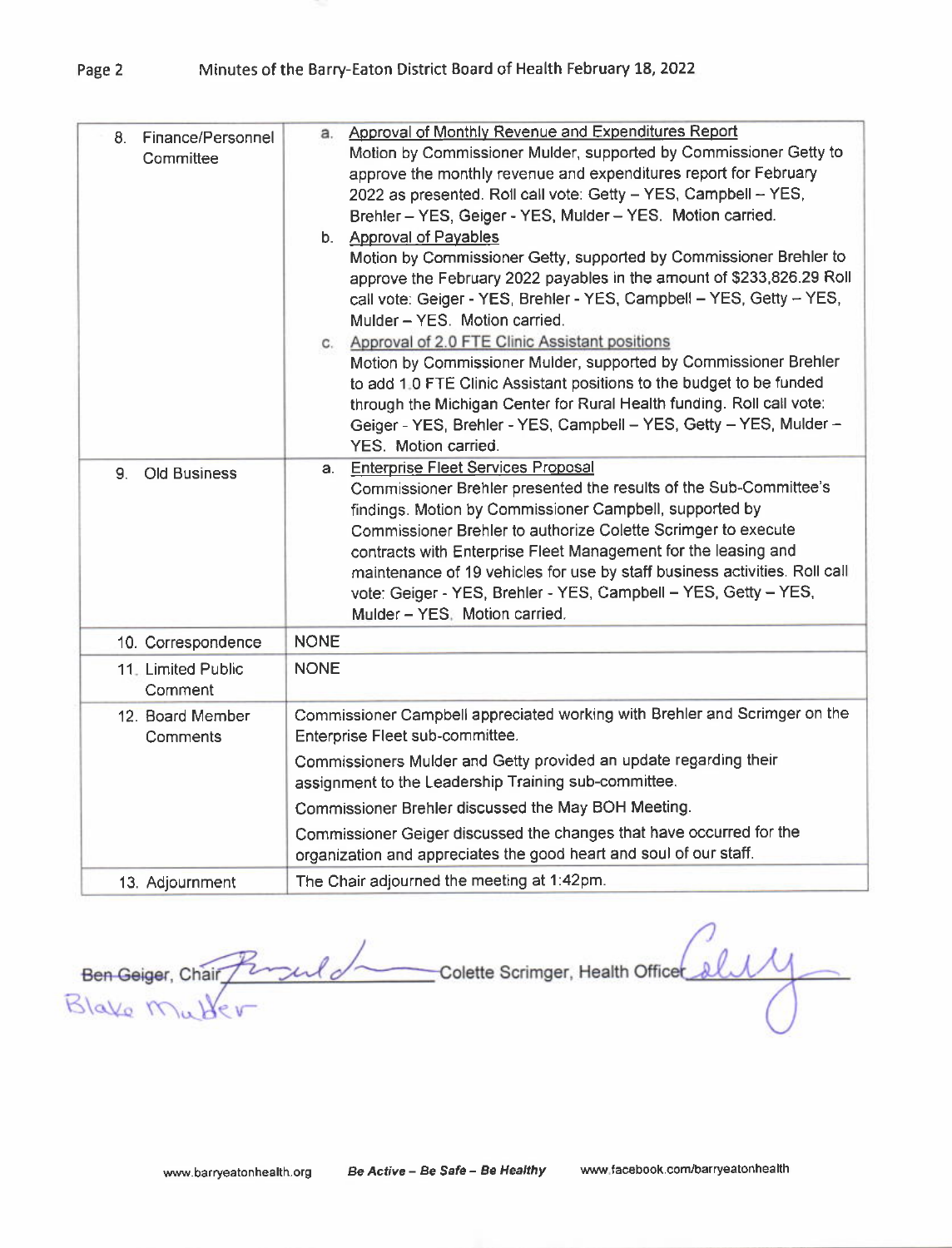| | |
|---|---|
| 8. Finance/Personnel Committee | a. Approval of Monthly Revenue and Expenditures Report<br>Motion by Commissioner Mulder, supported by Commissioner Getty to approve the monthly revenue and expenditures report for February 2022 as presented. Roll call vote: Getty – YES, Campbell – YES, Brehler – YES, Geiger - YES, Mulder – YES. Motion carried.<br>b. Approval of Payables<br>Motion by Commissioner Getty, supported by Commissioner Brehler to approve the February 2022 payables in the amount of $233,826.29 Roll call vote: Geiger - YES, Brehler - YES, Campbell – YES, Getty – YES, Mulder – YES. Motion carried.<br>c. Approval of 2.0 FTE Clinic Assistant positions<br>Motion by Commissioner Mulder, supported by Commissioner Brehler to add 1.0 FTE Clinic Assistant positions to the budget to be funded through the Michigan Center for Rural Health funding. Roll call vote: Geiger - YES, Brehler - YES, Campbell – YES, Getty – YES, Mulder – YES. Motion carried. |
| 9. Old Business | a. Enterprise Fleet Services Proposal<br>Commissioner Brehler presented the results of the Sub-Committee's findings. Motion by Commissioner Campbell, supported by Commissioner Brehler to authorize Colette Scrimger to execute contracts with Enterprise Fleet Management for the leasing and maintenance of 19 vehicles for use by staff business activities. Roll call vote: Geiger - YES, Brehler - YES, Campbell – YES, Getty – YES, Mulder – YES. Motion carried. |
| 10. Correspondence | NONE |
| 11. Limited Public Comment | NONE |
| 12. Board Member Comments | Commissioner Campbell appreciated working with Brehler and Scrimger on the Enterprise Fleet sub-committee.<br>Commissioners Mulder and Getty provided an update regarding their assignment to the Leadership Training sub-committee.<br>Commissioner Brehler discussed the May BOH Meeting.<br>Commissioner Geiger discussed the changes that have occurred for the organization and appreciates the good heart and soul of our staff. |
| 13. Adjournment | The Chair adjourned the meeting at 1:42pm. |

~~Ben Geiger~~, Chair ______ Colette Scrimger, Health Officer ______

Blake Mulder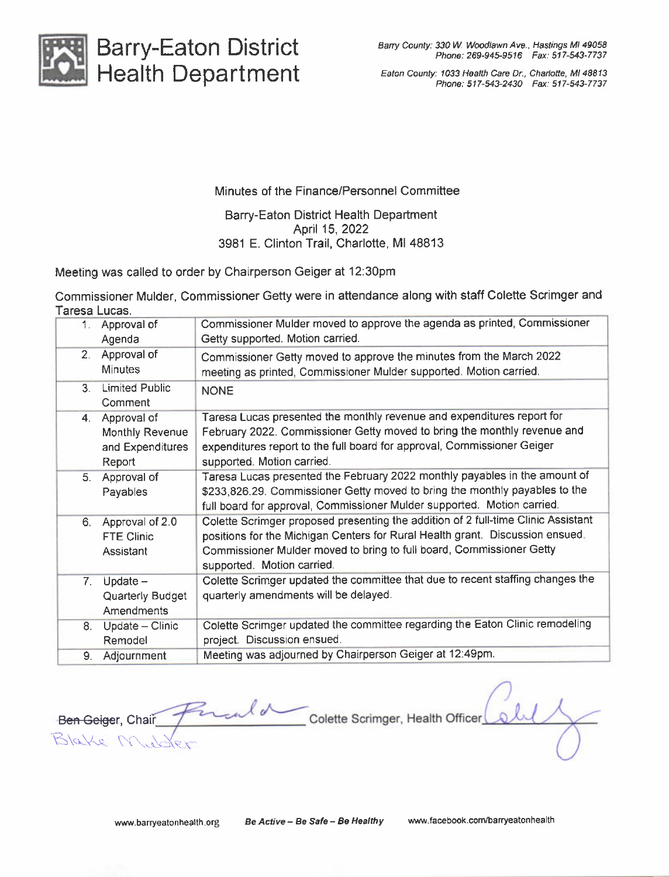# Barry-Eaton District Health Department

*Barry County: 330 W. Woodlawn Ave., Hastings MI 49058*
*Phone: 269-945-9516 Fax: 517-543-7737*

*Eaton County: 1033 Health Care Dr., Charlotte, MI 48813*
*Phone: 517-543-2430 Fax: 517-543-7737*

Minutes of the Finance/Personnel Committee

Barry-Eaton District Health Department
April 15, 2022
3981 E. Clinton Trail, Charlotte, MI 48813

Meeting was called to order by Chairperson Geiger at 12:30pm

Commissioner Mulder, Commissioner Getty were in attendance along with staff Colette Scrimger and Taresa Lucas.

| | |
|---|---|
| 1. Approval of Agenda | Commissioner Mulder moved to approve the agenda as printed, Commissioner Getty supported. Motion carried. |
| 2. Approval of Minutes | Commissioner Getty moved to approve the minutes from the March 2022 meeting as printed, Commissioner Mulder supported. Motion carried. |
| 3. Limited Public Comment | NONE |
| 4. Approval of Monthly Revenue and Expenditures Report | Taresa Lucas presented the monthly revenue and expenditures report for February 2022. Commissioner Getty moved to bring the monthly revenue and expenditures report to the full board for approval, Commissioner Geiger supported. Motion carried. |
| 5. Approval of Payables | Taresa Lucas presented the February 2022 monthly payables in the amount of $233,826.29. Commissioner Getty moved to bring the monthly payables to the full board for approval, Commissioner Mulder supported. Motion carried. |
| 6. Approval of 2.0 FTE Clinic Assistant | Colette Scrimger proposed presenting the addition of 2 full-time Clinic Assistant positions for the Michigan Centers for Rural Health grant. Discussion ensued. Commissioner Mulder moved to bring to full board, Commissioner Getty supported. Motion carried. |
| 7. Update – Quarterly Budget Amendments | Colette Scrimger updated the committee that due to recent staffing changes the quarterly amendments will be delayed. |
| 8. Update – Clinic Remodel | Colette Scrimger updated the committee regarding the Eaton Clinic remodeling project. Discussion ensued. |
| 9. Adjournment | Meeting was adjourned by Chairperson Geiger at 12:49pm. |

~~Ben Geiger~~, Chair ____________ Colette Scrimger, Health Officer ____________

Blake Mulder

www.barryeatonhealth.org *Be Active – Be Safe – Be Healthy* www.facebook.com/barryeatonhealth